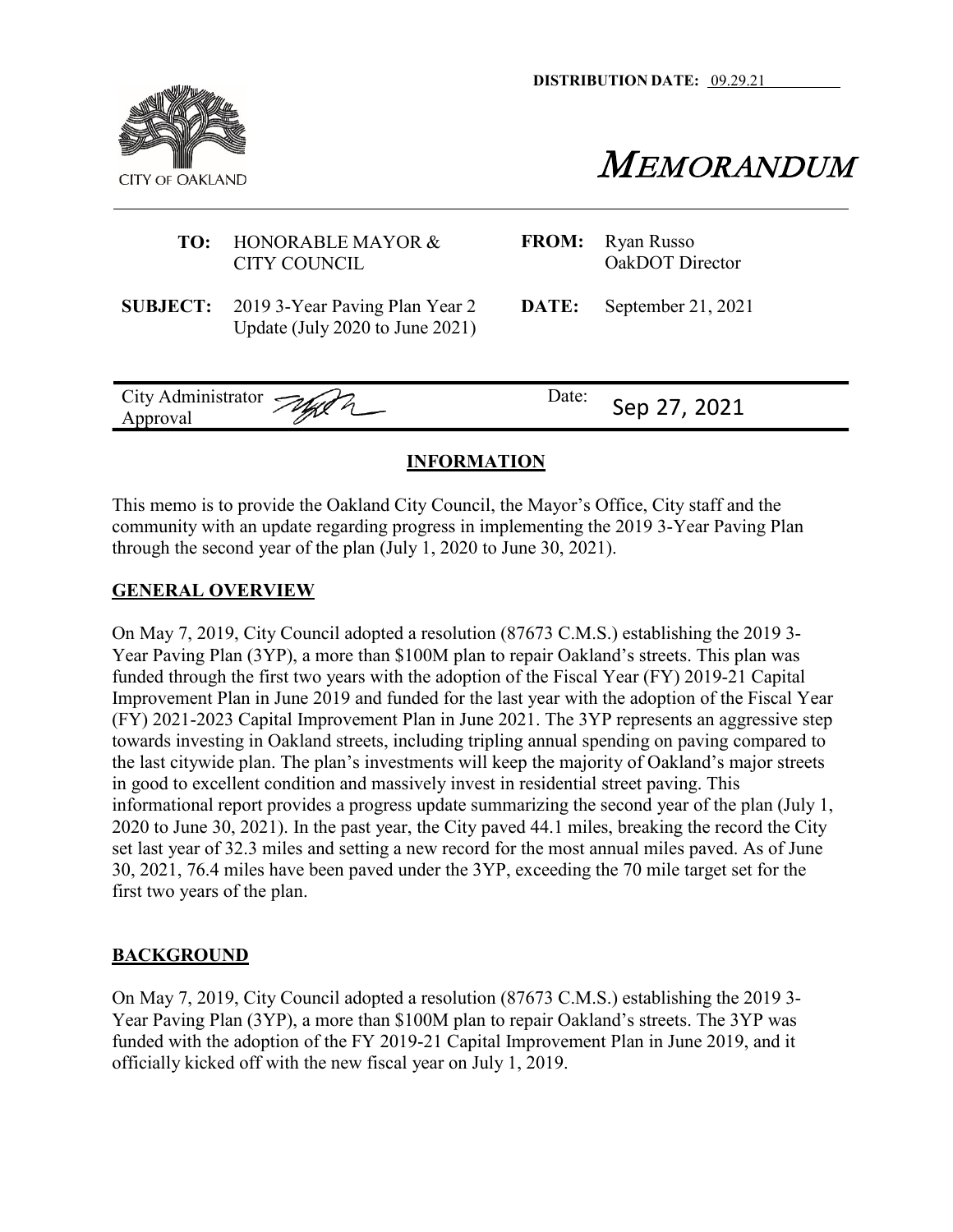**DISTRIBUTION DATE:** 09.29.21

CITY OF OAKLAND

# MEMORANDUM

| | | | |
|---|---|---|---|
| **TO:** | HONORABLE MAYOR & CITY COUNCIL | **FROM:** | Ryan Russo OakDOT Director |
| **SUBJECT:** | 2019 3-Year Paving Plan Year 2 Update (July 2020 to June 2021) | **DATE:** | September 21, 2021 |

| | | | |
|---|---|---|---|
| City Administrator Approval | | Date: | Sep 27, 2021 |

## INFORMATION

This memo is to provide the Oakland City Council, the Mayor's Office, City staff and the community with an update regarding progress in implementing the 2019 3-Year Paving Plan through the second year of the plan (July 1, 2020 to June 30, 2021).

## GENERAL OVERVIEW

On May 7, 2019, City Council adopted a resolution (87673 C.M.S.) establishing the 2019 3-Year Paving Plan (3YP), a more than $100M plan to repair Oakland's streets. This plan was funded through the first two years with the adoption of the Fiscal Year (FY) 2019-21 Capital Improvement Plan in June 2019 and funded for the last year with the adoption of the Fiscal Year (FY) 2021-2023 Capital Improvement Plan in June 2021. The 3YP represents an aggressive step towards investing in Oakland streets, including tripling annual spending on paving compared to the last citywide plan. The plan's investments will keep the majority of Oakland's major streets in good to excellent condition and massively invest in residential street paving. This informational report provides a progress update summarizing the second year of the plan (July 1, 2020 to June 30, 2021). In the past year, the City paved 44.1 miles, breaking the record the City set last year of 32.3 miles and setting a new record for the most annual miles paved. As of June 30, 2021, 76.4 miles have been paved under the 3YP, exceeding the 70 mile target set for the first two years of the plan.

## BACKGROUND

On May 7, 2019, City Council adopted a resolution (87673 C.M.S.) establishing the 2019 3-Year Paving Plan (3YP), a more than $100M plan to repair Oakland's streets. The 3YP was funded with the adoption of the FY 2019-21 Capital Improvement Plan in June 2019, and it officially kicked off with the new fiscal year on July 1, 2019.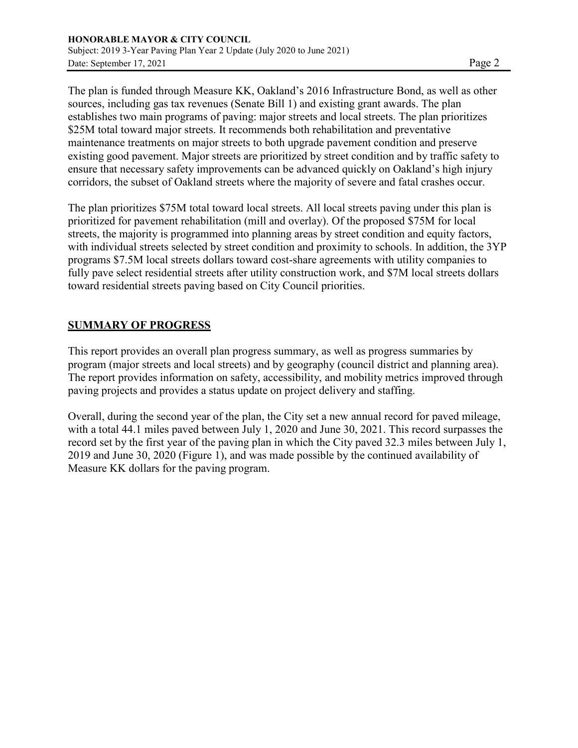The plan is funded through Measure KK, Oakland's 2016 Infrastructure Bond, as well as other sources, including gas tax revenues (Senate Bill 1) and existing grant awards. The plan establishes two main programs of paving: major streets and local streets. The plan prioritizes $25M total toward major streets. It recommends both rehabilitation and preventative maintenance treatments on major streets to both upgrade pavement condition and preserve existing good pavement. Major streets are prioritized by street condition and by traffic safety to ensure that necessary safety improvements can be advanced quickly on Oakland's high injury corridors, the subset of Oakland streets where the majority of severe and fatal crashes occur.

The plan prioritizes $75M total toward local streets. All local streets paving under this plan is prioritized for pavement rehabilitation (mill and overlay). Of the proposed $75M for local streets, the majority is programmed into planning areas by street condition and equity factors, with individual streets selected by street condition and proximity to schools. In addition, the 3YP programs $7.5M local streets dollars toward cost-share agreements with utility companies to fully pave select residential streets after utility construction work, and $7M local streets dollars toward residential streets paving based on City Council priorities.

## SUMMARY OF PROGRESS

This report provides an overall plan progress summary, as well as progress summaries by program (major streets and local streets) and by geography (council district and planning area). The report provides information on safety, accessibility, and mobility metrics improved through paving projects and provides a status update on project delivery and staffing.

Overall, during the second year of the plan, the City set a new annual record for paved mileage, with a total 44.1 miles paved between July 1, 2020 and June 30, 2021. This record surpasses the record set by the first year of the paving plan in which the City paved 32.3 miles between July 1, 2019 and June 30, 2020 (Figure 1), and was made possible by the continued availability of Measure KK dollars for the paving program.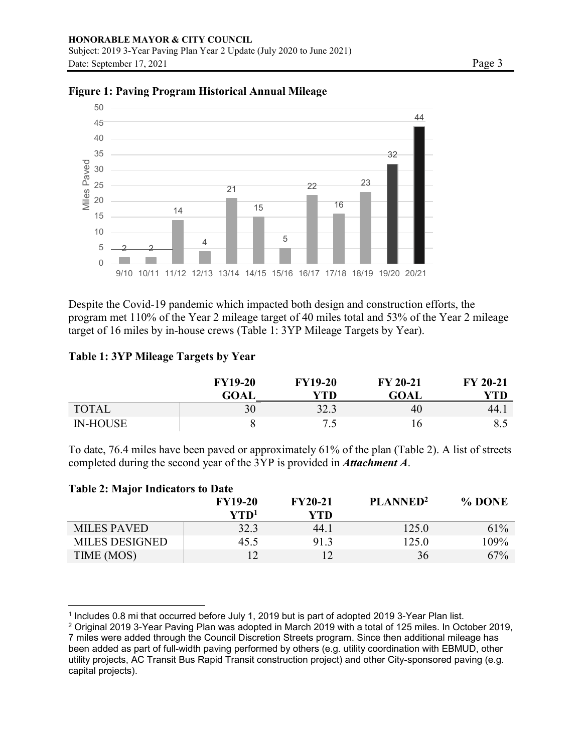**Figure 1: Paving Program Historical Annual Mileage**

Despite the Covid-19 pandemic which impacted both design and construction efforts, the program met 110% of the Year 2 mileage target of 40 miles total and 53% of the Year 2 mileage target of 16 miles by in-house crews (Table 1: 3YP Mileage Targets by Year).

**Table 1: 3YP Mileage Targets by Year**

| | FY19-20 GOAL | FY19-20 YTD | FY 20-21 GOAL | FY 20-21 YTD |
|---|---|---|---|---|
| TOTAL | 30 | 32.3 | 40 | 44.1 |
| IN-HOUSE | 8 | 7.5 | 16 | 8.5 |

To date, 76.4 miles have been paved or approximately 61% of the plan (Table 2). A list of streets completed during the second year of the 3YP is provided in ***Attachment A***.

**Table 2: Major Indicators to Date**

| | FY19-20 YTD[1] | FY20-21 YTD | PLANNED[2] | % DONE |
|---|---|---|---|---|
| MILES PAVED | 32.3 | 44.1 | 125.0 | 61% |
| MILES DESIGNED | 45.5 | 91.3 | 125.0 | 109% |
| TIME (MOS) | 12 | 12 | 36 | 67% |

[1] Includes 0.8 mi that occurred before July 1, 2019 but is part of adopted 2019 3-Year Plan list.

[2] Original 2019 3-Year Paving Plan was adopted in March 2019 with a total of 125 miles. In October 2019, 7 miles were added through the Council Discretion Streets program. Since then additional mileage has been added as part of full-width paving performed by others (e.g. utility coordination with EBMUD, other utility projects, AC Transit Bus Rapid Transit construction project) and other City-sponsored paving (e.g. capital projects).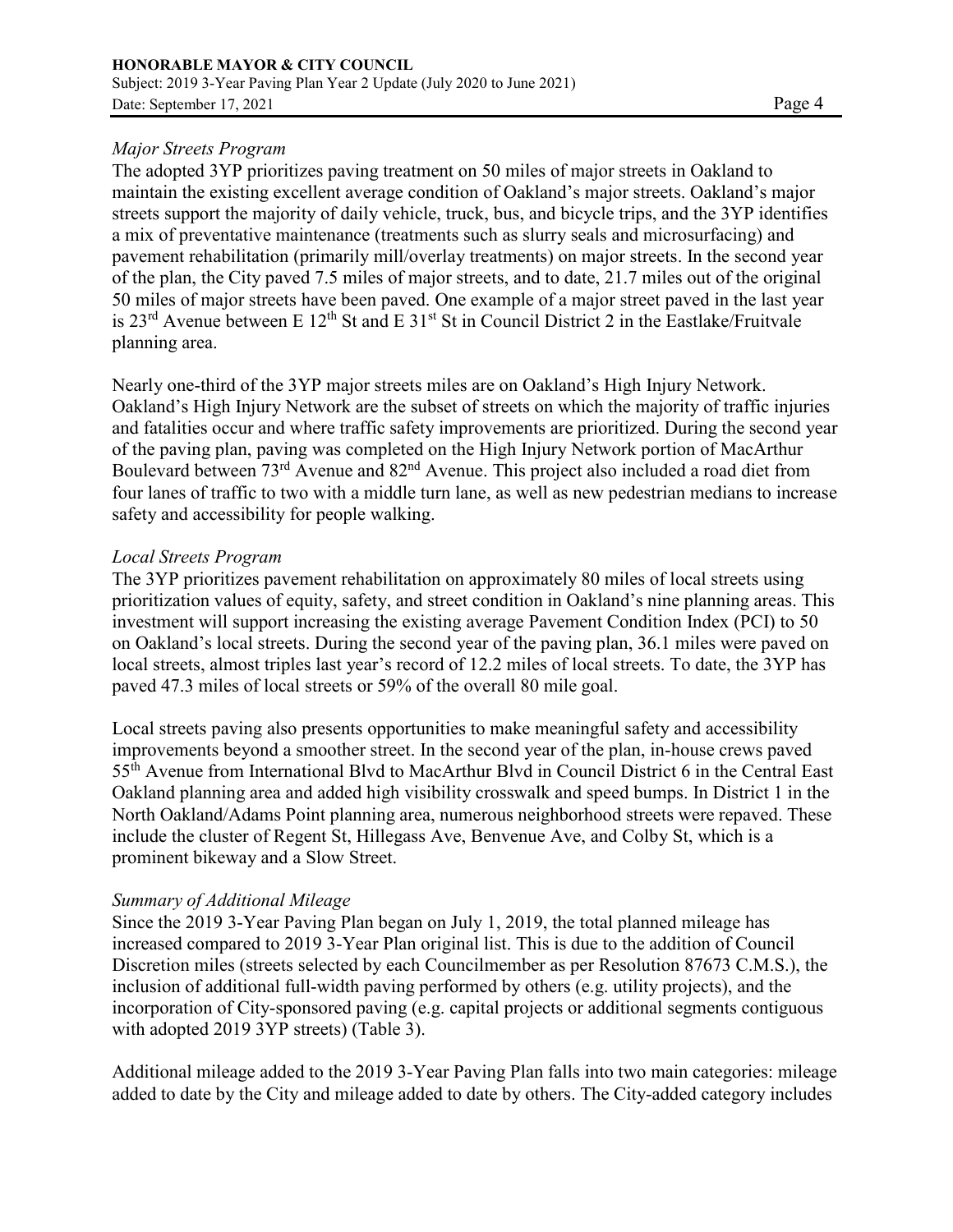*Major Streets Program*

The adopted 3YP prioritizes paving treatment on 50 miles of major streets in Oakland to maintain the existing excellent average condition of Oakland's major streets. Oakland's major streets support the majority of daily vehicle, truck, bus, and bicycle trips, and the 3YP identifies a mix of preventative maintenance (treatments such as slurry seals and microsurfacing) and pavement rehabilitation (primarily mill/overlay treatments) on major streets. In the second year of the plan, the City paved 7.5 miles of major streets, and to date, 21.7 miles out of the original 50 miles of major streets have been paved. One example of a major street paved in the last year is 23rd Avenue between E 12th St and E 31st St in Council District 2 in the Eastlake/Fruitvale planning area.

Nearly one-third of the 3YP major streets miles are on Oakland's High Injury Network. Oakland's High Injury Network are the subset of streets on which the majority of traffic injuries and fatalities occur and where traffic safety improvements are prioritized. During the second year of the paving plan, paving was completed on the High Injury Network portion of MacArthur Boulevard between 73rd Avenue and 82nd Avenue. This project also included a road diet from four lanes of traffic to two with a middle turn lane, as well as new pedestrian medians to increase safety and accessibility for people walking.

*Local Streets Program*

The 3YP prioritizes pavement rehabilitation on approximately 80 miles of local streets using prioritization values of equity, safety, and street condition in Oakland's nine planning areas. This investment will support increasing the existing average Pavement Condition Index (PCI) to 50 on Oakland's local streets. During the second year of the paving plan, 36.1 miles were paved on local streets, almost triples last year's record of 12.2 miles of local streets. To date, the 3YP has paved 47.3 miles of local streets or 59% of the overall 80 mile goal.

Local streets paving also presents opportunities to make meaningful safety and accessibility improvements beyond a smoother street. In the second year of the plan, in-house crews paved 55th Avenue from International Blvd to MacArthur Blvd in Council District 6 in the Central East Oakland planning area and added high visibility crosswalk and speed bumps. In District 1 in the North Oakland/Adams Point planning area, numerous neighborhood streets were repaved. These include the cluster of Regent St, Hillegass Ave, Benvenue Ave, and Colby St, which is a prominent bikeway and a Slow Street.

*Summary of Additional Mileage*

Since the 2019 3-Year Paving Plan began on July 1, 2019, the total planned mileage has increased compared to 2019 3-Year Plan original list. This is due to the addition of Council Discretion miles (streets selected by each Councilmember as per Resolution 87673 C.M.S.), the inclusion of additional full-width paving performed by others (e.g. utility projects), and the incorporation of City-sponsored paving (e.g. capital projects or additional segments contiguous with adopted 2019 3YP streets) (Table 3).

Additional mileage added to the 2019 3-Year Paving Plan falls into two main categories: mileage added to date by the City and mileage added to date by others. The City-added category includes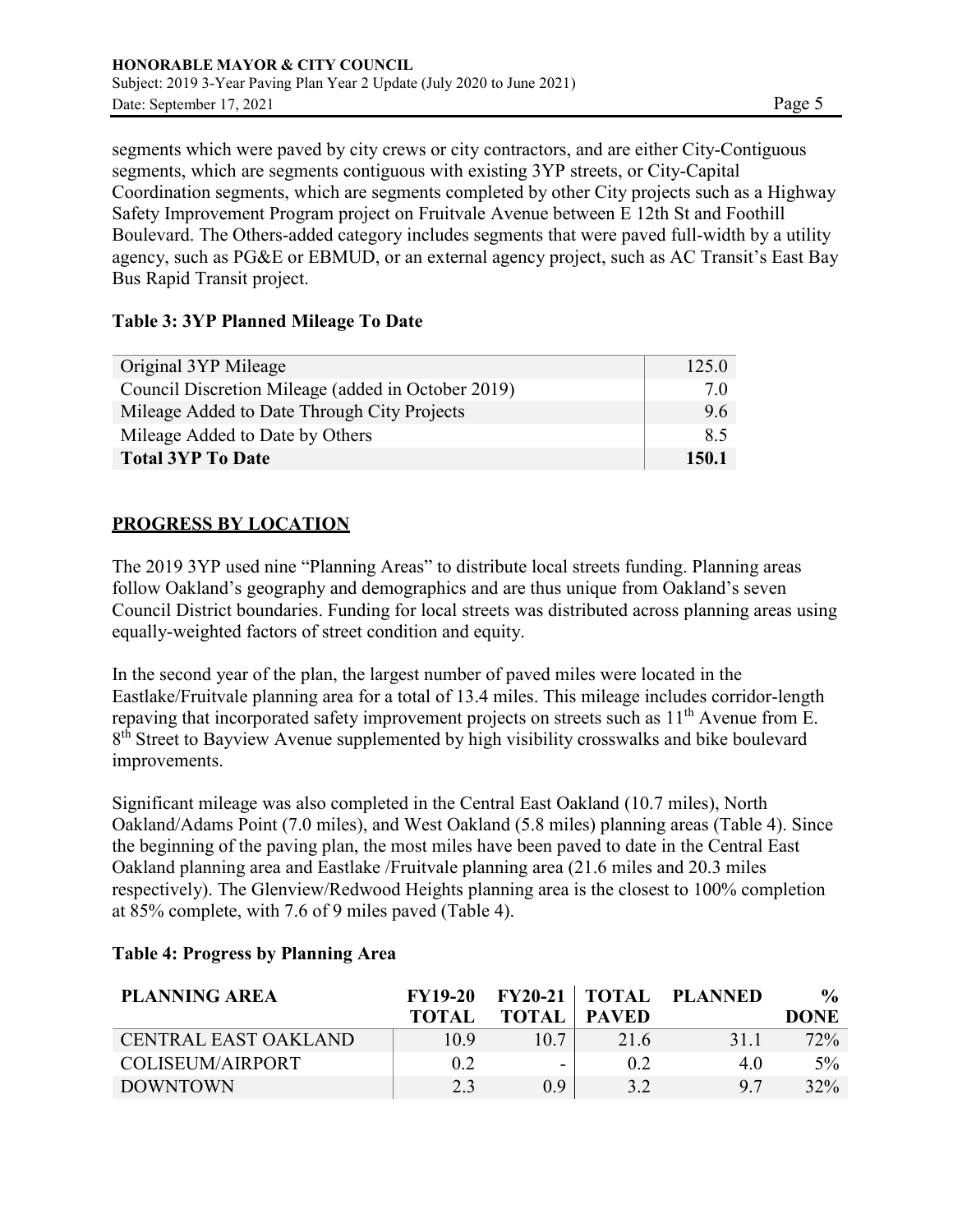segments which were paved by city crews or city contractors, and are either City-Contiguous segments, which are segments contiguous with existing 3YP streets, or City-Capital Coordination segments, which are segments completed by other City projects such as a Highway Safety Improvement Program project on Fruitvale Avenue between E 12th St and Foothill Boulevard. The Others-added category includes segments that were paved full-width by a utility agency, such as PG&E or EBMUD, or an external agency project, such as AC Transit's East Bay Bus Rapid Transit project.

**Table 3: 3YP Planned Mileage To Date**

| | |
|---|---|
| Original 3YP Mileage | 125.0 |
| Council Discretion Mileage (added in October 2019) | 7.0 |
| Mileage Added to Date Through City Projects | 9.6 |
| Mileage Added to Date by Others | 8.5 |
| **Total 3YP To Date** | **150.1** |

## PROGRESS BY LOCATION

The 2019 3YP used nine "Planning Areas" to distribute local streets funding. Planning areas follow Oakland's geography and demographics and are thus unique from Oakland's seven Council District boundaries. Funding for local streets was distributed across planning areas using equally-weighted factors of street condition and equity.

In the second year of the plan, the largest number of paved miles were located in the Eastlake/Fruitvale planning area for a total of 13.4 miles. This mileage includes corridor-length repaving that incorporated safety improvement projects on streets such as 11th Avenue from E. 8th Street to Bayview Avenue supplemented by high visibility crosswalks and bike boulevard improvements.

Significant mileage was also completed in the Central East Oakland (10.7 miles), North Oakland/Adams Point (7.0 miles), and West Oakland (5.8 miles) planning areas (Table 4). Since the beginning of the paving plan, the most miles have been paved to date in the Central East Oakland planning area and Eastlake /Fruitvale planning area (21.6 miles and 20.3 miles respectively). The Glenview/Redwood Heights planning area is the closest to 100% completion at 85% complete, with 7.6 of 9 miles paved (Table 4).

**Table 4: Progress by Planning Area**

| PLANNING AREA | FY19-20 TOTAL | FY20-21 TOTAL | TOTAL PAVED | PLANNED | % DONE |
|---|---|---|---|---|---|
| CENTRAL EAST OAKLAND | 10.9 | 10.7 | 21.6 | 31.1 | 72% |
| COLISEUM/AIRPORT | 0.2 | - | 0.2 | 4.0 | 5% |
| DOWNTOWN | 2.3 | 0.9 | 3.2 | 9.7 | 32% |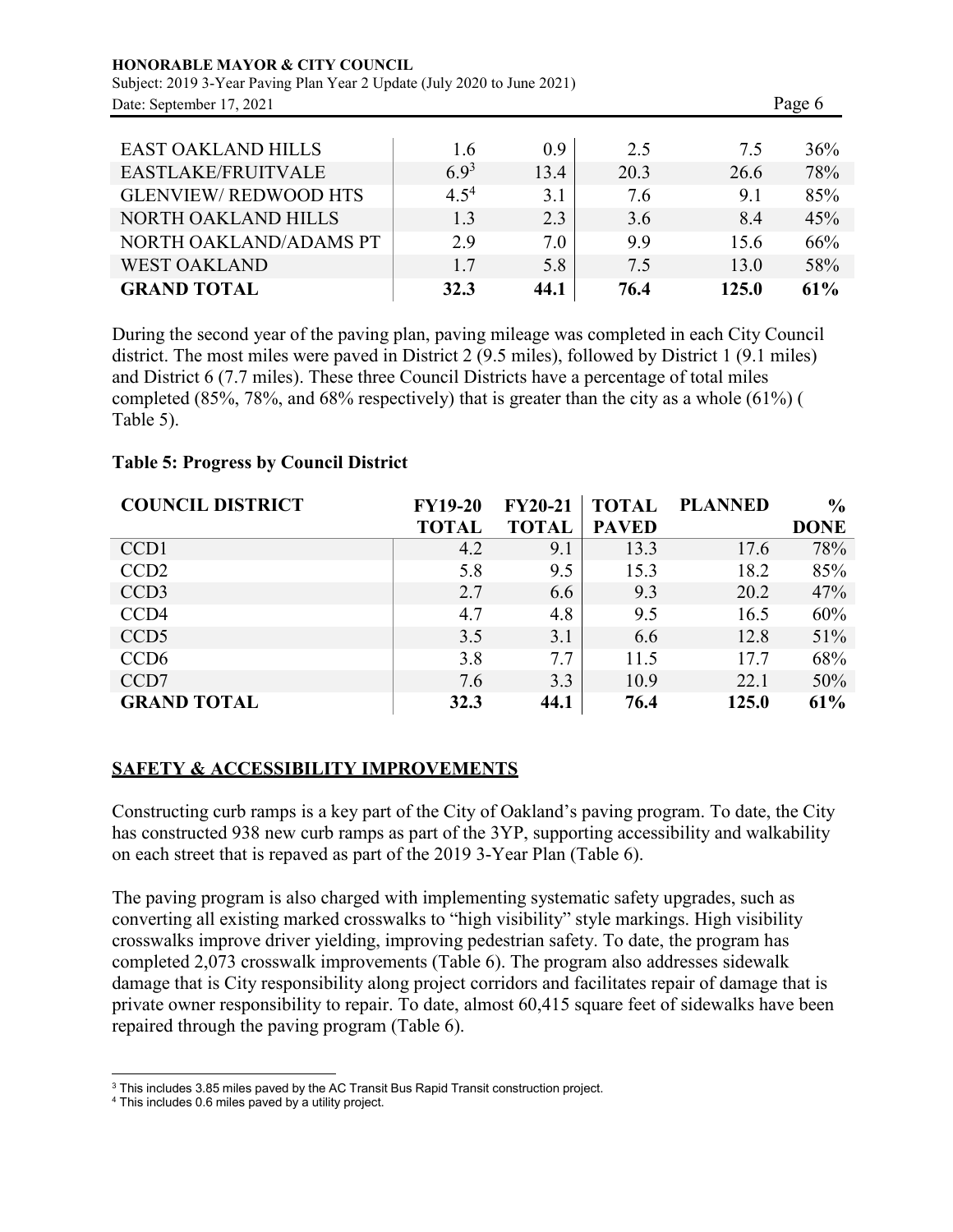| | | | | | |
|---|---|---|---|---|---|
| EAST OAKLAND HILLS | 1.6 | 0.9 | 2.5 | 7.5 | 36% |
| EASTLAKE/FRUITVALE | 6.9[3] | 13.4 | 20.3 | 26.6 | 78% |
| GLENVIEW/ REDWOOD HTS | 4.5[4] | 3.1 | 7.6 | 9.1 | 85% |
| NORTH OAKLAND HILLS | 1.3 | 2.3 | 3.6 | 8.4 | 45% |
| NORTH OAKLAND/ADAMS PT | 2.9 | 7.0 | 9.9 | 15.6 | 66% |
| WEST OAKLAND | 1.7 | 5.8 | 7.5 | 13.0 | 58% |
| **GRAND TOTAL** | **32.3** | **44.1** | **76.4** | **125.0** | **61%** |

During the second year of the paving plan, paving mileage was completed in each City Council district. The most miles were paved in District 2 (9.5 miles), followed by District 1 (9.1 miles) and District 6 (7.7 miles). These three Council Districts have a percentage of total miles completed (85%, 78%, and 68% respectively) that is greater than the city as a whole (61%) ( Table 5).

**Table 5: Progress by Council District**

| COUNCIL DISTRICT | FY19-20 TOTAL | FY20-21 TOTAL | TOTAL PAVED | PLANNED | % DONE |
|---|---|---|---|---|---|
| CCD1 | 4.2 | 9.1 | 13.3 | 17.6 | 78% |
| CCD2 | 5.8 | 9.5 | 15.3 | 18.2 | 85% |
| CCD3 | 2.7 | 6.6 | 9.3 | 20.2 | 47% |
| CCD4 | 4.7 | 4.8 | 9.5 | 16.5 | 60% |
| CCD5 | 3.5 | 3.1 | 6.6 | 12.8 | 51% |
| CCD6 | 3.8 | 7.7 | 11.5 | 17.7 | 68% |
| CCD7 | 7.6 | 3.3 | 10.9 | 22.1 | 50% |
| **GRAND TOTAL** | **32.3** | **44.1** | **76.4** | **125.0** | **61%** |

## SAFETY & ACCESSIBILITY IMPROVEMENTS

Constructing curb ramps is a key part of the City of Oakland's paving program. To date, the City has constructed 938 new curb ramps as part of the 3YP, supporting accessibility and walkability on each street that is repaved as part of the 2019 3-Year Plan (Table 6).

The paving program is also charged with implementing systematic safety upgrades, such as converting all existing marked crosswalks to "high visibility" style markings. High visibility crosswalks improve driver yielding, improving pedestrian safety. To date, the program has completed 2,073 crosswalk improvements (Table 6). The program also addresses sidewalk damage that is City responsibility along project corridors and facilitates repair of damage that is private owner responsibility to repair. To date, almost 60,415 square feet of sidewalks have been repaired through the paving program (Table 6).

[3] This includes 3.85 miles paved by the AC Transit Bus Rapid Transit construction project.

[4] This includes 0.6 miles paved by a utility project.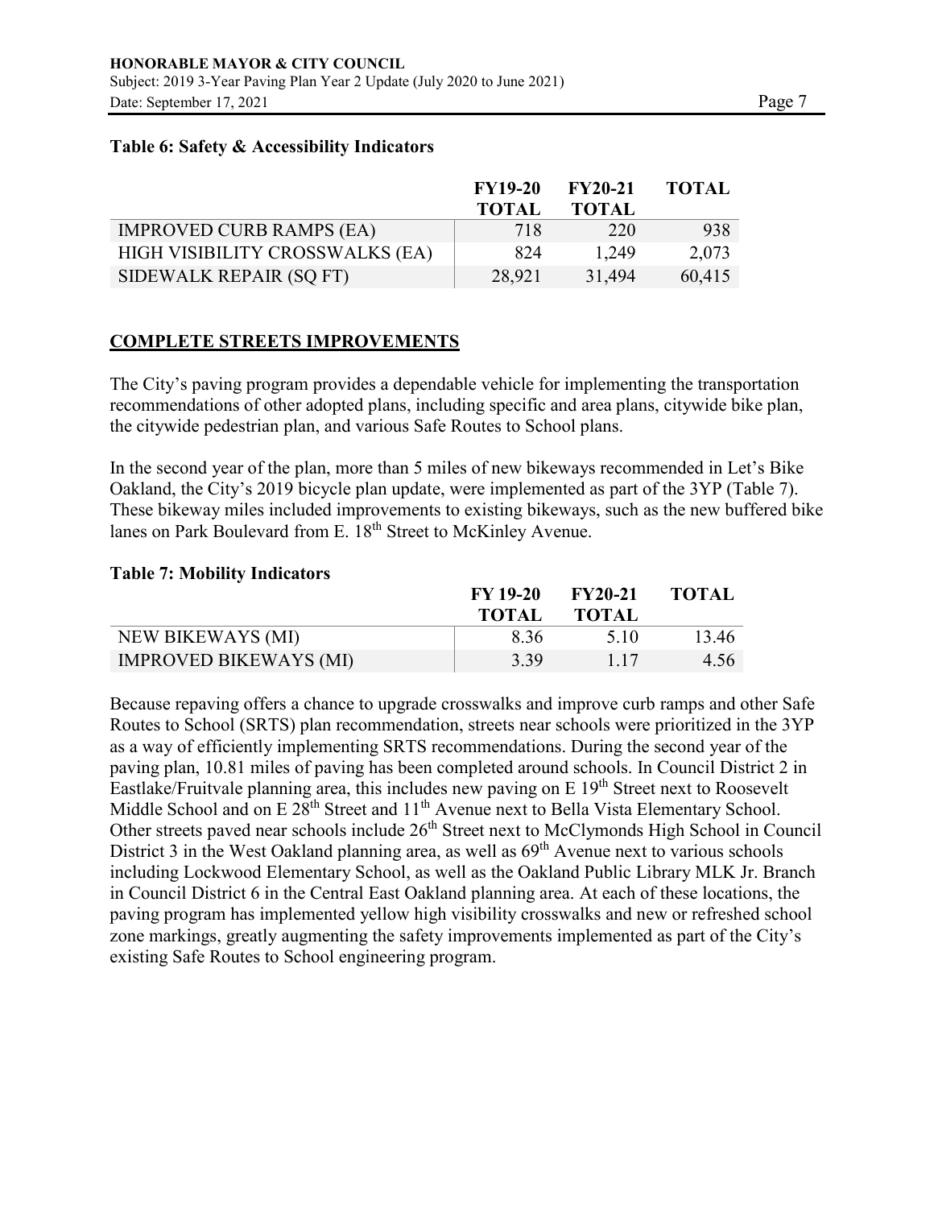**Table 6: Safety & Accessibility Indicators**

| | FY19-20 TOTAL | FY20-21 TOTAL | TOTAL |
|---|---|---|---|
| IMPROVED CURB RAMPS (EA) | 718 | 220 | 938 |
| HIGH VISIBILITY CROSSWALKS (EA) | 824 | 1,249 | 2,073 |
| SIDEWALK REPAIR (SQ FT) | 28,921 | 31,494 | 60,415 |

## COMPLETE STREETS IMPROVEMENTS

The City's paving program provides a dependable vehicle for implementing the transportation recommendations of other adopted plans, including specific and area plans, citywide bike plan, the citywide pedestrian plan, and various Safe Routes to School plans.

In the second year of the plan, more than 5 miles of new bikeways recommended in Let's Bike Oakland, the City's 2019 bicycle plan update, were implemented as part of the 3YP (Table 7). These bikeway miles included improvements to existing bikeways, such as the new buffered bike lanes on Park Boulevard from E. 18th Street to McKinley Avenue.

**Table 7: Mobility Indicators**

| | FY 19-20 TOTAL | FY20-21 TOTAL | TOTAL |
|---|---|---|---|
| NEW BIKEWAYS (MI) | 8.36 | 5.10 | 13.46 |
| IMPROVED BIKEWAYS (MI) | 3.39 | 1.17 | 4.56 |

Because repaving offers a chance to upgrade crosswalks and improve curb ramps and other Safe Routes to School (SRTS) plan recommendation, streets near schools were prioritized in the 3YP as a way of efficiently implementing SRTS recommendations. During the second year of the paving plan, 10.81 miles of paving has been completed around schools. In Council District 2 in Eastlake/Fruitvale planning area, this includes new paving on E 19th Street next to Roosevelt Middle School and on E 28th Street and 11th Avenue next to Bella Vista Elementary School. Other streets paved near schools include 26th Street next to McClymonds High School in Council District 3 in the West Oakland planning area, as well as 69th Avenue next to various schools including Lockwood Elementary School, as well as the Oakland Public Library MLK Jr. Branch in Council District 6 in the Central East Oakland planning area. At each of these locations, the paving program has implemented yellow high visibility crosswalks and new or refreshed school zone markings, greatly augmenting the safety improvements implemented as part of the City's existing Safe Routes to School engineering program.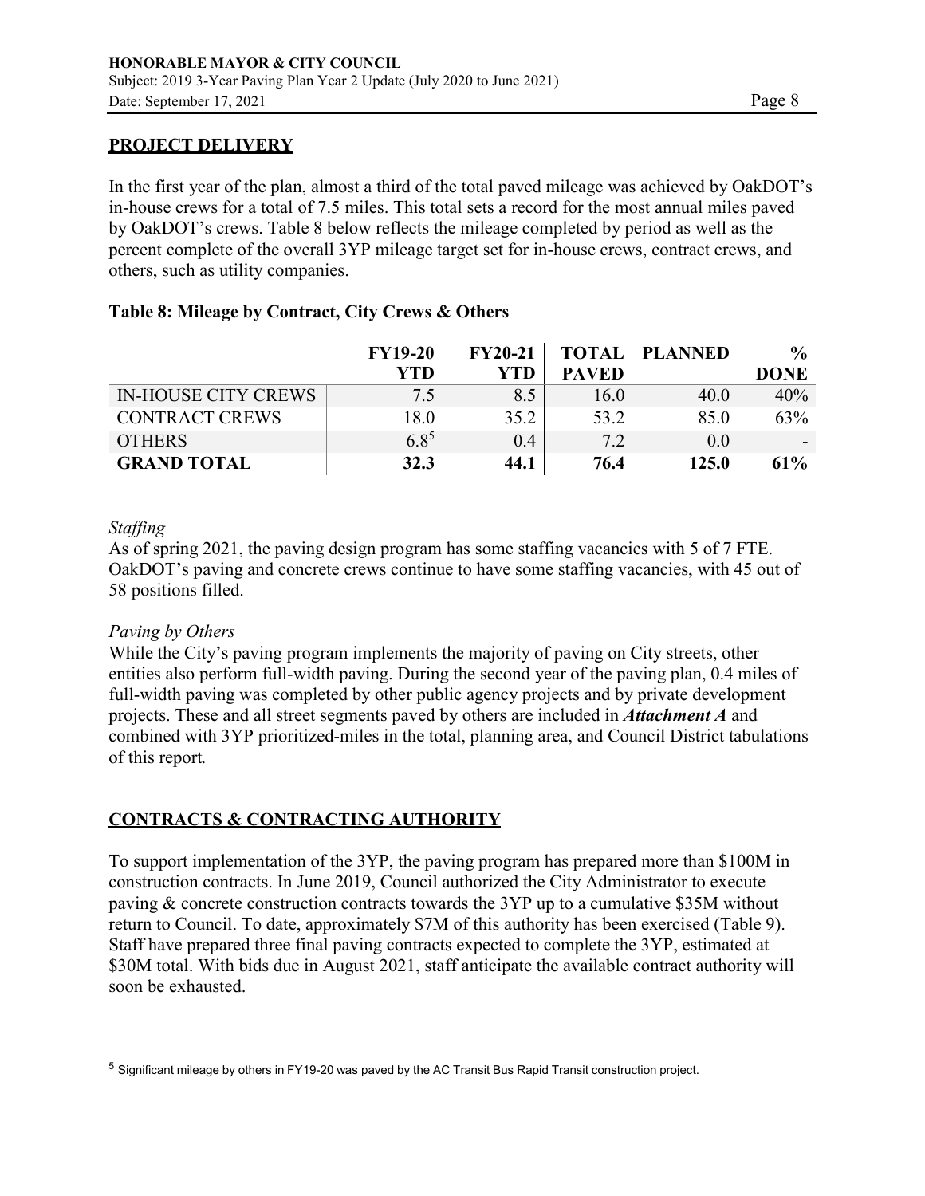## PROJECT DELIVERY

In the first year of the plan, almost a third of the total paved mileage was achieved by OakDOT's in-house crews for a total of 7.5 miles. This total sets a record for the most annual miles paved by OakDOT's crews. Table 8 below reflects the mileage completed by period as well as the percent complete of the overall 3YP mileage target set for in-house crews, contract crews, and others, such as utility companies.

### Table 8: Mileage by Contract, City Crews & Others

| | FY19-20 YTD | FY20-21 YTD | TOTAL PAVED | PLANNED | % DONE |
|---|---|---|---|---|---|
| IN-HOUSE CITY CREWS | 7.5 | 8.5 | 16.0 | 40.0 | 40% |
| CONTRACT CREWS | 18.0 | 35.2 | 53.2 | 85.0 | 63% |
| OTHERS | 6.8[5] | 0.4 | 7.2 | 0.0 | - |
| **GRAND TOTAL** | **32.3** | **44.1** | **76.4** | **125.0** | **61%** |

*Staffing*

As of spring 2021, the paving design program has some staffing vacancies with 5 of 7 FTE. OakDOT's paving and concrete crews continue to have some staffing vacancies, with 45 out of 58 positions filled.

*Paving by Others*

While the City's paving program implements the majority of paving on City streets, other entities also perform full-width paving. During the second year of the paving plan, 0.4 miles of full-width paving was completed by other public agency projects and by private development projects. These and all street segments paved by others are included in ***Attachment A*** and combined with 3YP prioritized-miles in the total, planning area, and Council District tabulations of this report.

## CONTRACTS & CONTRACTING AUTHORITY

To support implementation of the 3YP, the paving program has prepared more than \$100M in construction contracts. In June 2019, Council authorized the City Administrator to execute paving & concrete construction contracts towards the 3YP up to a cumulative \$35M without return to Council. To date, approximately \$7M of this authority has been exercised (Table 9). Staff have prepared three final paving contracts expected to complete the 3YP, estimated at \$30M total. With bids due in August 2021, staff anticipate the available contract authority will soon be exhausted.

[5] Significant mileage by others in FY19-20 was paved by the AC Transit Bus Rapid Transit construction project.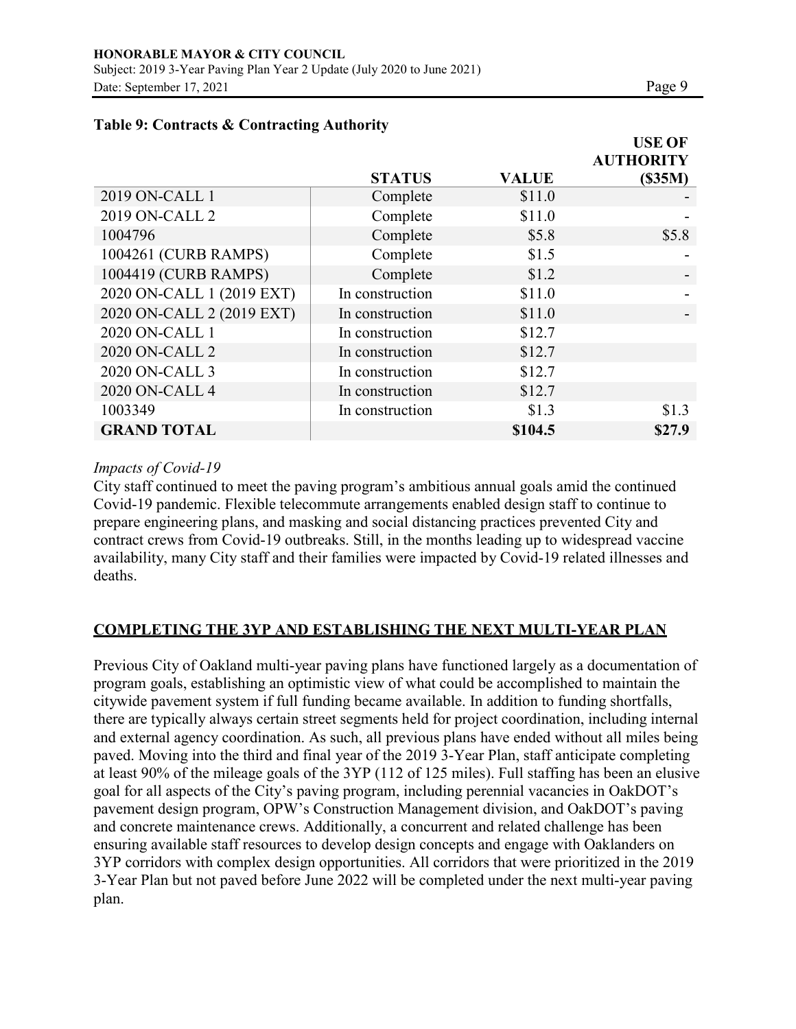**Table 9: Contracts & Contracting Authority**

| | STATUS | VALUE | USE OF AUTHORITY ($35M) |
|---|---|---|---|
| 2019 ON-CALL 1 | Complete | $11.0 | - |
| 2019 ON-CALL 2 | Complete | $11.0 | - |
| 1004796 | Complete | $5.8 | $5.8 |
| 1004261 (CURB RAMPS) | Complete | $1.5 | - |
| 1004419 (CURB RAMPS) | Complete | $1.2 | - |
| 2020 ON-CALL 1 (2019 EXT) | In construction | $11.0 | - |
| 2020 ON-CALL 2 (2019 EXT) | In construction | $11.0 | - |
| 2020 ON-CALL 1 | In construction | $12.7 | |
| 2020 ON-CALL 2 | In construction | $12.7 | |
| 2020 ON-CALL 3 | In construction | $12.7 | |
| 2020 ON-CALL 4 | In construction | $12.7 | |
| 1003349 | In construction | $1.3 | $1.3 |
| **GRAND TOTAL** | | **$104.5** | **$27.9** |

*Impacts of Covid-19*

City staff continued to meet the paving program's ambitious annual goals amid the continued Covid-19 pandemic. Flexible telecommute arrangements enabled design staff to continue to prepare engineering plans, and masking and social distancing practices prevented City and contract crews from Covid-19 outbreaks. Still, in the months leading up to widespread vaccine availability, many City staff and their families were impacted by Covid-19 related illnesses and deaths.

## COMPLETING THE 3YP AND ESTABLISHING THE NEXT MULTI-YEAR PLAN

Previous City of Oakland multi-year paving plans have functioned largely as a documentation of program goals, establishing an optimistic view of what could be accomplished to maintain the citywide pavement system if full funding became available. In addition to funding shortfalls, there are typically always certain street segments held for project coordination, including internal and external agency coordination. As such, all previous plans have ended without all miles being paved. Moving into the third and final year of the 2019 3-Year Plan, staff anticipate completing at least 90% of the mileage goals of the 3YP (112 of 125 miles). Full staffing has been an elusive goal for all aspects of the City's paving program, including perennial vacancies in OakDOT's pavement design program, OPW's Construction Management division, and OakDOT's paving and concrete maintenance crews. Additionally, a concurrent and related challenge has been ensuring available staff resources to develop design concepts and engage with Oaklanders on 3YP corridors with complex design opportunities. All corridors that were prioritized in the 2019 3-Year Plan but not paved before June 2022 will be completed under the next multi-year paving plan.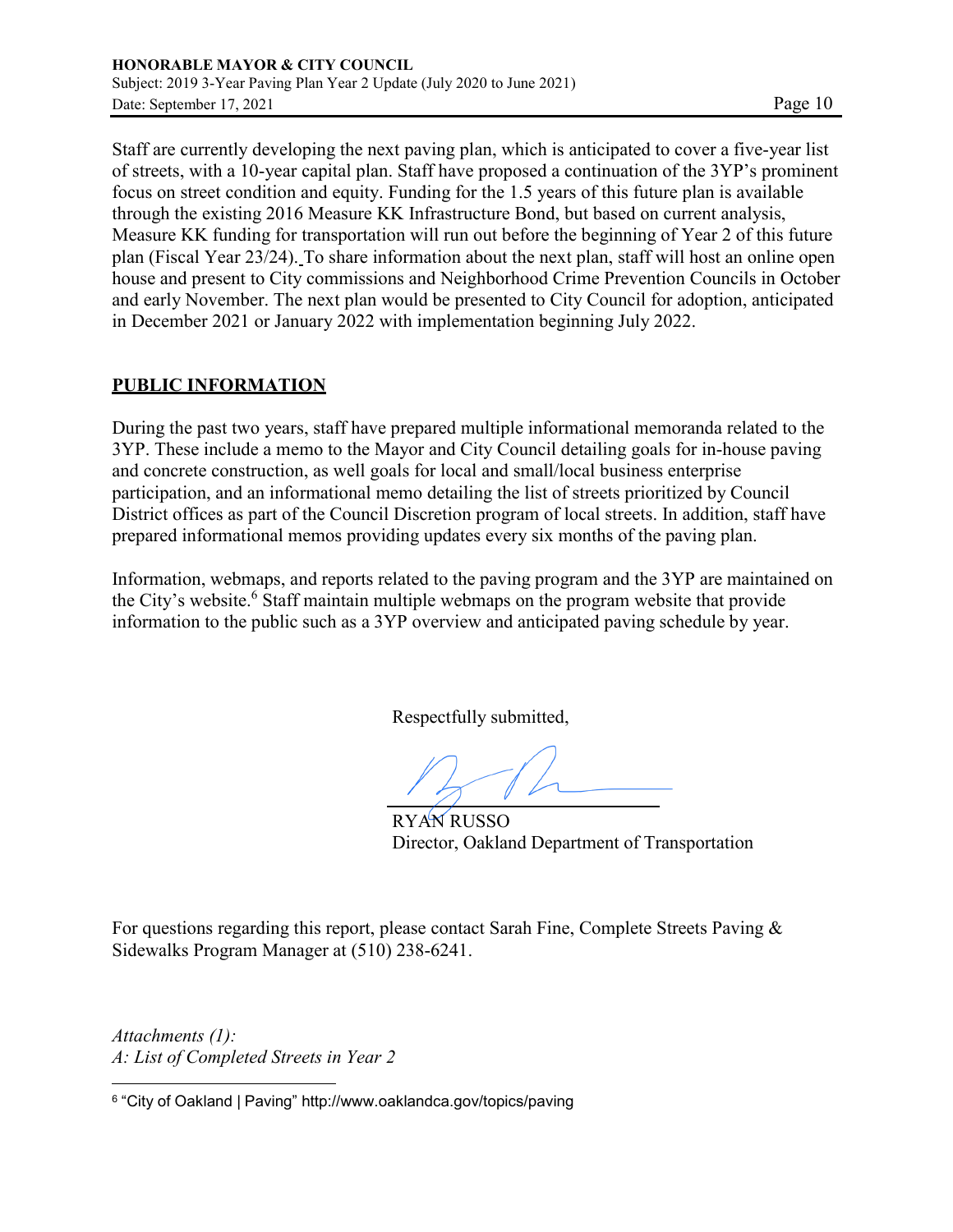Staff are currently developing the next paving plan, which is anticipated to cover a five-year list of streets, with a 10-year capital plan. Staff have proposed a continuation of the 3YP's prominent focus on street condition and equity. Funding for the 1.5 years of this future plan is available through the existing 2016 Measure KK Infrastructure Bond, but based on current analysis, Measure KK funding for transportation will run out before the beginning of Year 2 of this future plan (Fiscal Year 23/24). To share information about the next plan, staff will host an online open house and present to City commissions and Neighborhood Crime Prevention Councils in October and early November. The next plan would be presented to City Council for adoption, anticipated in December 2021 or January 2022 with implementation beginning July 2022.

## PUBLIC INFORMATION

During the past two years, staff have prepared multiple informational memoranda related to the 3YP. These include a memo to the Mayor and City Council detailing goals for in-house paving and concrete construction, as well goals for local and small/local business enterprise participation, and an informational memo detailing the list of streets prioritized by Council District offices as part of the Council Discretion program of local streets. In addition, staff have prepared informational memos providing updates every six months of the paving plan.

Information, webmaps, and reports related to the paving program and the 3YP are maintained on the City's website.[6] Staff maintain multiple webmaps on the program website that provide information to the public such as a 3YP overview and anticipated paving schedule by year.

Respectfully submitted,

RYAN RUSSO
Director, Oakland Department of Transportation

For questions regarding this report, please contact Sarah Fine, Complete Streets Paving & Sidewalks Program Manager at (510) 238-6241.

*Attachments (1):*
*A: List of Completed Streets in Year 2*

[6] "City of Oakland | Paving" http://www.oaklandca.gov/topics/paving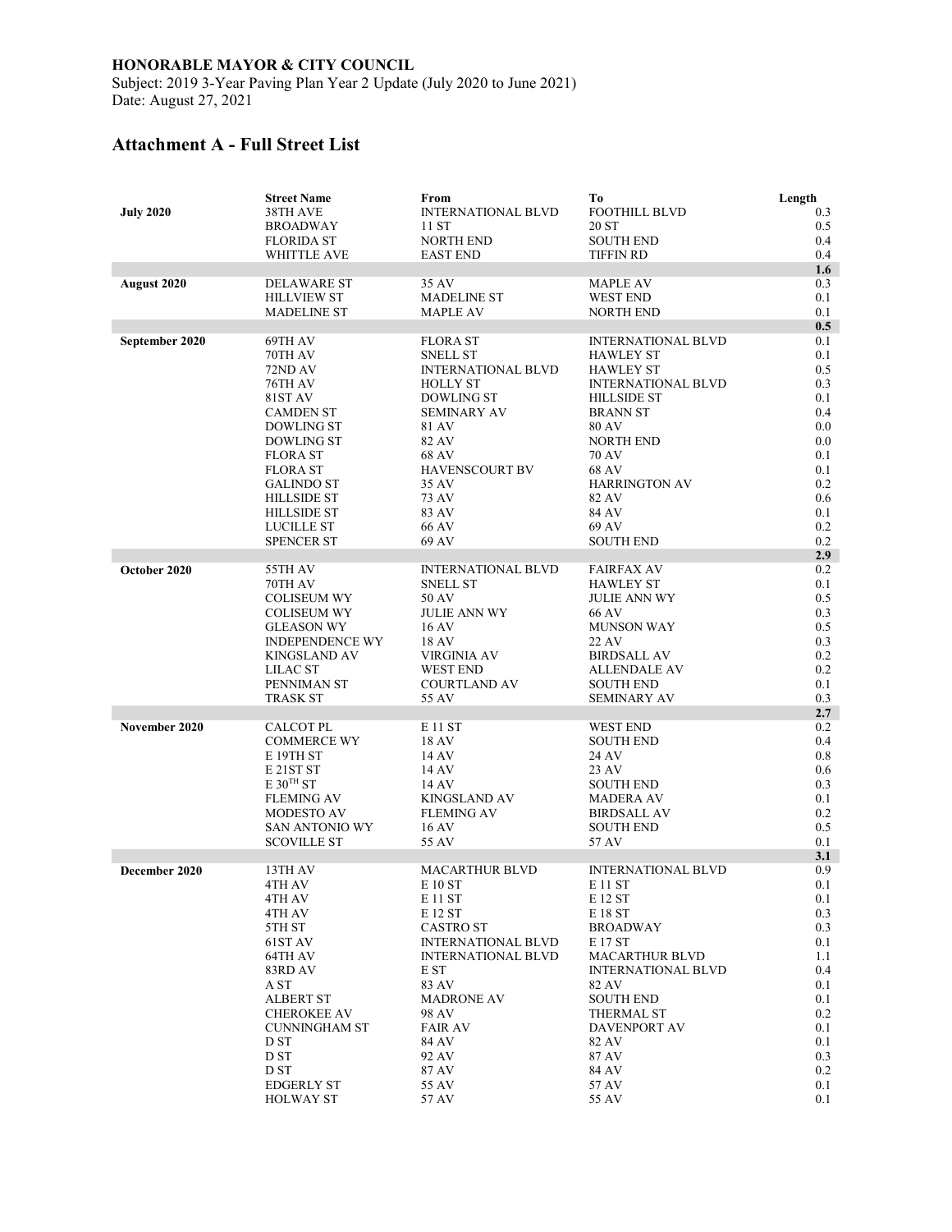**HONORABLE MAYOR & CITY COUNCIL**
Subject: 2019 3-Year Paving Plan Year 2 Update (July 2020 to June 2021)
Date: August 27, 2021

## Attachment A - Full Street List

| | Street Name | From | To | Length |
|---|---|---|---|---|
| **July 2020** | 38TH AVE | INTERNATIONAL BLVD | FOOTHILL BLVD | 0.3 |
| | BROADWAY | 11 ST | 20 ST | 0.5 |
| | FLORIDA ST | NORTH END | SOUTH END | 0.4 |
| | WHITTLE AVE | EAST END | TIFFIN RD | 0.4 |
| | | | | **1.6** |
| **August 2020** | DELAWARE ST | 35 AV | MAPLE AV | 0.3 |
| | HILLVIEW ST | MADELINE ST | WEST END | 0.1 |
| | MADELINE ST | MAPLE AV | NORTH END | 0.1 |
| | | | | **0.5** |
| **September 2020** | 69TH AV | FLORA ST | INTERNATIONAL BLVD | 0.1 |
| | 70TH AV | SNELL ST | HAWLEY ST | 0.1 |
| | 72ND AV | INTERNATIONAL BLVD | HAWLEY ST | 0.5 |
| | 76TH AV | HOLLY ST | INTERNATIONAL BLVD | 0.3 |
| | 81ST AV | DOWLING ST | HILLSIDE ST | 0.1 |
| | CAMDEN ST | SEMINARY AV | BRANN ST | 0.4 |
| | DOWLING ST | 81 AV | 80 AV | 0.0 |
| | DOWLING ST | 82 AV | NORTH END | 0.0 |
| | FLORA ST | 68 AV | 70 AV | 0.1 |
| | FLORA ST | HAVENSCOURT BV | 68 AV | 0.1 |
| | GALINDO ST | 35 AV | HARRINGTON AV | 0.2 |
| | HILLSIDE ST | 73 AV | 82 AV | 0.6 |
| | HILLSIDE ST | 83 AV | 84 AV | 0.1 |
| | LUCILLE ST | 66 AV | 69 AV | 0.2 |
| | SPENCER ST | 69 AV | SOUTH END | 0.2 |
| | | | | **2.9** |
| **October 2020** | 55TH AV | INTERNATIONAL BLVD | FAIRFAX AV | 0.2 |
| | 70TH AV | SNELL ST | HAWLEY ST | 0.1 |
| | COLISEUM WY | 50 AV | JULIE ANN WY | 0.5 |
| | COLISEUM WY | JULIE ANN WY | 66 AV | 0.3 |
| | GLEASON WY | 16 AV | MUNSON WAY | 0.5 |
| | INDEPENDENCE WY | 18 AV | 22 AV | 0.3 |
| | KINGSLAND AV | VIRGINIA AV | BIRDSALL AV | 0.2 |
| | LILAC ST | WEST END | ALLENDALE AV | 0.2 |
| | PENNIMAN ST | COURTLAND AV | SOUTH END | 0.1 |
| | TRASK ST | 55 AV | SEMINARY AV | 0.3 |
| | | | | **2.7** |
| **November 2020** | CALCOT PL | E 11 ST | WEST END | 0.2 |
| | COMMERCE WY | 18 AV | SOUTH END | 0.4 |
| | E 19TH ST | 14 AV | 24 AV | 0.8 |
| | E 21ST ST | 14 AV | 23 AV | 0.6 |
| | E 30TH ST | 14 AV | SOUTH END | 0.3 |
| | FLEMING AV | KINGSLAND AV | MADERA AV | 0.1 |
| | MODESTO AV | FLEMING AV | BIRDSALL AV | 0.2 |
| | SAN ANTONIO WY | 16 AV | SOUTH END | 0.5 |
| | SCOVILLE ST | 55 AV | 57 AV | 0.1 |
| | | | | **3.1** |
| **December 2020** | 13TH AV | MACARTHUR BLVD | INTERNATIONAL BLVD | 0.9 |
| | 4TH AV | E 10 ST | E 11 ST | 0.1 |
| | 4TH AV | E 11 ST | E 12 ST | 0.1 |
| | 4TH AV | E 12 ST | E 18 ST | 0.3 |
| | 5TH ST | CASTRO ST | BROADWAY | 0.3 |
| | 61ST AV | INTERNATIONAL BLVD | E 17 ST | 0.1 |
| | 64TH AV | INTERNATIONAL BLVD | MACARTHUR BLVD | 1.1 |
| | 83RD AV | E ST | INTERNATIONAL BLVD | 0.4 |
| | A ST | 83 AV | 82 AV | 0.1 |
| | ALBERT ST | MADRONE AV | SOUTH END | 0.1 |
| | CHEROKEE AV | 98 AV | THERMAL ST | 0.2 |
| | CUNNINGHAM ST | FAIR AV | DAVENPORT AV | 0.1 |
| | D ST | 84 AV | 82 AV | 0.1 |
| | D ST | 92 AV | 87 AV | 0.3 |
| | D ST | 87 AV | 84 AV | 0.2 |
| | EDGERLY ST | 55 AV | 57 AV | 0.1 |
| | HOLWAY ST | 57 AV | 55 AV | 0.1 |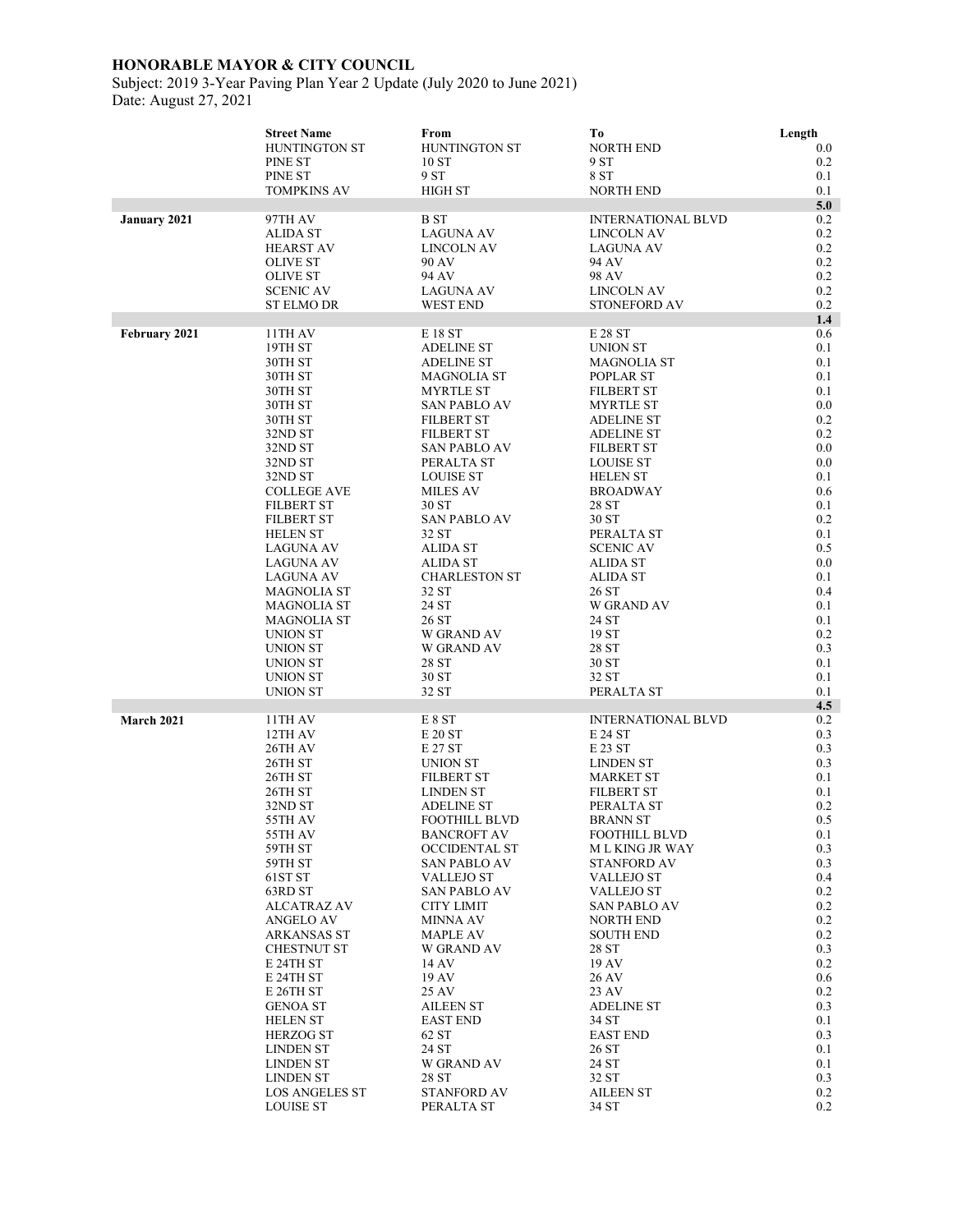**HONORABLE MAYOR & CITY COUNCIL**
Subject: 2019 3-Year Paving Plan Year 2 Update (July 2020 to June 2021)
Date: August 27, 2021

| | Street Name | From | To | Length |
|---|---|---|---|---|
| | HUNTINGTON ST | HUNTINGTON ST | NORTH END | 0.0 |
| | PINE ST | 10 ST | 9 ST | 0.2 |
| | PINE ST | 9 ST | 8 ST | 0.1 |
| | TOMPKINS AV | HIGH ST | NORTH END | 0.1 |
| | | | | **5.0** |
| **January 2021** | 97TH AV | B ST | INTERNATIONAL BLVD | 0.2 |
| | ALIDA ST | LAGUNA AV | LINCOLN AV | 0.2 |
| | HEARST AV | LINCOLN AV | LAGUNA AV | 0.2 |
| | OLIVE ST | 90 AV | 94 AV | 0.2 |
| | OLIVE ST | 94 AV | 98 AV | 0.2 |
| | SCENIC AV | LAGUNA AV | LINCOLN AV | 0.2 |
| | ST ELMO DR | WEST END | STONEFORD AV | 0.2 |
| | | | | **1.4** |
| **February 2021** | 11TH AV | E 18 ST | E 28 ST | 0.6 |
| | 19TH ST | ADELINE ST | UNION ST | 0.1 |
| | 30TH ST | ADELINE ST | MAGNOLIA ST | 0.1 |
| | 30TH ST | MAGNOLIA ST | POPLAR ST | 0.1 |
| | 30TH ST | MYRTLE ST | FILBERT ST | 0.1 |
| | 30TH ST | SAN PABLO AV | MYRTLE ST | 0.0 |
| | 30TH ST | FILBERT ST | ADELINE ST | 0.2 |
| | 32ND ST | FILBERT ST | ADELINE ST | 0.2 |
| | 32ND ST | SAN PABLO AV | FILBERT ST | 0.0 |
| | 32ND ST | PERALTA ST | LOUISE ST | 0.0 |
| | 32ND ST | LOUISE ST | HELEN ST | 0.1 |
| | COLLEGE AVE | MILES AV | BROADWAY | 0.6 |
| | FILBERT ST | 30 ST | 28 ST | 0.1 |
| | FILBERT ST | SAN PABLO AV | 30 ST | 0.2 |
| | HELEN ST | 32 ST | PERALTA ST | 0.1 |
| | LAGUNA AV | ALIDA ST | SCENIC AV | 0.5 |
| | LAGUNA AV | ALIDA ST | ALIDA ST | 0.0 |
| | LAGUNA AV | CHARLESTON ST | ALIDA ST | 0.1 |
| | MAGNOLIA ST | 32 ST | 26 ST | 0.4 |
| | MAGNOLIA ST | 24 ST | W GRAND AV | 0.1 |
| | MAGNOLIA ST | 26 ST | 24 ST | 0.1 |
| | UNION ST | W GRAND AV | 19 ST | 0.2 |
| | UNION ST | W GRAND AV | 28 ST | 0.3 |
| | UNION ST | 28 ST | 30 ST | 0.1 |
| | UNION ST | 30 ST | 32 ST | 0.1 |
| | UNION ST | 32 ST | PERALTA ST | 0.1 |
| | | | | **4.5** |
| **March 2021** | 11TH AV | E 8 ST | INTERNATIONAL BLVD | 0.2 |
| | 12TH AV | E 20 ST | E 24 ST | 0.3 |
| | 26TH AV | E 27 ST | E 23 ST | 0.3 |
| | 26TH ST | UNION ST | LINDEN ST | 0.3 |
| | 26TH ST | FILBERT ST | MARKET ST | 0.1 |
| | 26TH ST | LINDEN ST | FILBERT ST | 0.1 |
| | 32ND ST | ADELINE ST | PERALTA ST | 0.2 |
| | 55TH AV | FOOTHILL BLVD | BRANN ST | 0.5 |
| | 55TH AV | BANCROFT AV | FOOTHILL BLVD | 0.1 |
| | 59TH ST | OCCIDENTAL ST | M L KING JR WAY | 0.3 |
| | 59TH ST | SAN PABLO AV | STANFORD AV | 0.3 |
| | 61ST ST | VALLEJO ST | VALLEJO ST | 0.4 |
| | 63RD ST | SAN PABLO AV | VALLEJO ST | 0.2 |
| | ALCATRAZ AV | CITY LIMIT | SAN PABLO AV | 0.2 |
| | ANGELO AV | MINNA AV | NORTH END | 0.2 |
| | ARKANSAS ST | MAPLE AV | SOUTH END | 0.2 |
| | CHESTNUT ST | W GRAND AV | 28 ST | 0.3 |
| | E 24TH ST | 14 AV | 19 AV | 0.2 |
| | E 24TH ST | 19 AV | 26 AV | 0.6 |
| | E 26TH ST | 25 AV | 23 AV | 0.2 |
| | GENOA ST | AILEEN ST | ADELINE ST | 0.3 |
| | HELEN ST | EAST END | 34 ST | 0.1 |
| | HERZOG ST | 62 ST | EAST END | 0.3 |
| | LINDEN ST | 24 ST | 26 ST | 0.1 |
| | LINDEN ST | W GRAND AV | 24 ST | 0.1 |
| | LINDEN ST | 28 ST | 32 ST | 0.3 |
| | LOS ANGELES ST | STANFORD AV | AILEEN ST | 0.2 |
| | LOUISE ST | PERALTA ST | 34 ST | 0.2 |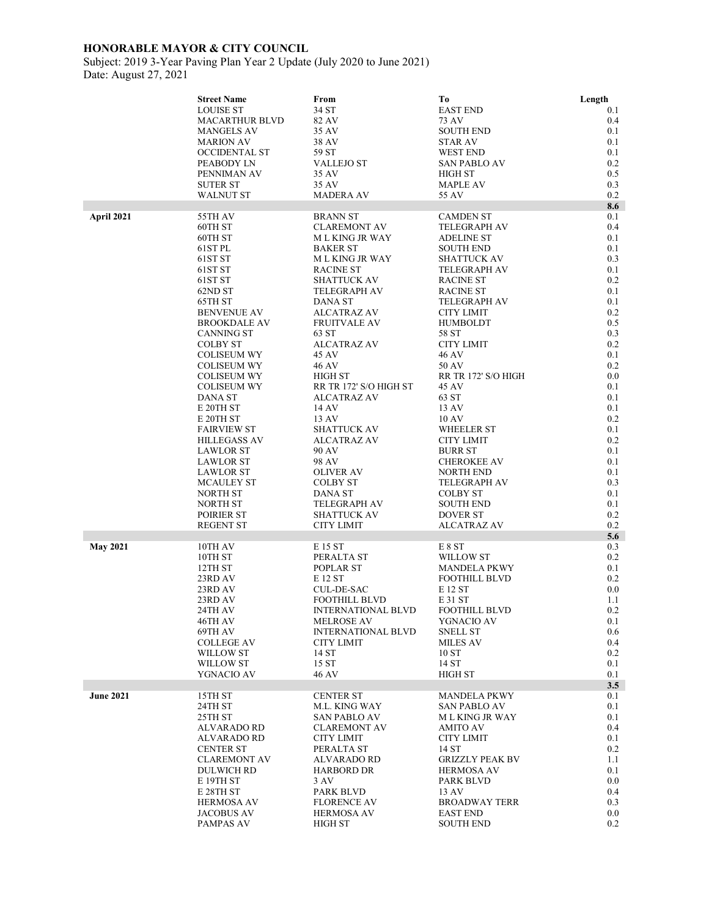**HONORABLE MAYOR & CITY COUNCIL**

Subject: 2019 3-Year Paving Plan Year 2 Update (July 2020 to June 2021)

Date: August 27, 2021

| | Street Name | From | To | Length |
|---|---|---|---|---|
| | LOUISE ST | 34 ST | EAST END | 0.1 |
| | MACARTHUR BLVD | 82 AV | 73 AV | 0.4 |
| | MANGELS AV | 35 AV | SOUTH END | 0.1 |
| | MARION AV | 38 AV | STAR AV | 0.1 |
| | OCCIDENTAL ST | 59 ST | WEST END | 0.1 |
| | PEABODY LN | VALLEJO ST | SAN PABLO AV | 0.2 |
| | PENNIMAN AV | 35 AV | HIGH ST | 0.5 |
| | SUTER ST | 35 AV | MAPLE AV | 0.3 |
| | WALNUT ST | MADERA AV | 55 AV | 0.2 |
| | | | | 8.6 |
| **April 2021** | 55TH AV | BRANN ST | CAMDEN ST | 0.1 |
| | 60TH ST | CLAREMONT AV | TELEGRAPH AV | 0.4 |
| | 60TH ST | M L KING JR WAY | ADELINE ST | 0.1 |
| | 61ST PL | BAKER ST | SOUTH END | 0.1 |
| | 61ST ST | M L KING JR WAY | SHATTUCK AV | 0.3 |
| | 61ST ST | RACINE ST | TELEGRAPH AV | 0.1 |
| | 61ST ST | SHATTUCK AV | RACINE ST | 0.2 |
| | 62ND ST | TELEGRAPH AV | RACINE ST | 0.1 |
| | 65TH ST | DANA ST | TELEGRAPH AV | 0.1 |
| | BENVENUE AV | ALCATRAZ AV | CITY LIMIT | 0.2 |
| | BROOKDALE AV | FRUITVALE AV | HUMBOLDT | 0.5 |
| | CANNING ST | 63 ST | 58 ST | 0.3 |
| | COLBY ST | ALCATRAZ AV | CITY LIMIT | 0.2 |
| | COLISEUM WY | 45 AV | 46 AV | 0.1 |
| | COLISEUM WY | 46 AV | 50 AV | 0.2 |
| | COLISEUM WY | HIGH ST | RR TR 172' S/O HIGH | 0.0 |
| | COLISEUM WY | RR TR 172' S/O HIGH ST | 45 AV | 0.1 |
| | DANA ST | ALCATRAZ AV | 63 ST | 0.1 |
| | E 20TH ST | 14 AV | 13 AV | 0.1 |
| | E 20TH ST | 13 AV | 10 AV | 0.2 |
| | FAIRVIEW ST | SHATTUCK AV | WHEELER ST | 0.1 |
| | HILLEGASS AV | ALCATRAZ AV | CITY LIMIT | 0.2 |
| | LAWLOR ST | 90 AV | BURR ST | 0.1 |
| | LAWLOR ST | 98 AV | CHEROKEE AV | 0.1 |
| | LAWLOR ST | OLIVER AV | NORTH END | 0.1 |
| | MCAULEY ST | COLBY ST | TELEGRAPH AV | 0.3 |
| | NORTH ST | DANA ST | COLBY ST | 0.1 |
| | NORTH ST | TELEGRAPH AV | SOUTH END | 0.1 |
| | POIRIER ST | SHATTUCK AV | DOVER ST | 0.2 |
| | REGENT ST | CITY LIMIT | ALCATRAZ AV | 0.2 |
| | | | | 5.6 |
| **May 2021** | 10TH AV | E 15 ST | E 8 ST | 0.3 |
| | 10TH ST | PERALTA ST | WILLOW ST | 0.2 |
| | 12TH ST | POPLAR ST | MANDELA PKWY | 0.1 |
| | 23RD AV | E 12 ST | FOOTHILL BLVD | 0.2 |
| | 23RD AV | CUL-DE-SAC | E 12 ST | 0.0 |
| | 23RD AV | FOOTHILL BLVD | E 31 ST | 1.1 |
| | 24TH AV | INTERNATIONAL BLVD | FOOTHILL BLVD | 0.2 |
| | 46TH AV | MELROSE AV | YGNACIO AV | 0.1 |
| | 69TH AV | INTERNATIONAL BLVD | SNELL ST | 0.6 |
| | COLLEGE AV | CITY LIMIT | MILES AV | 0.4 |
| | WILLOW ST | 14 ST | 10 ST | 0.2 |
| | WILLOW ST | 15 ST | 14 ST | 0.1 |
| | YGNACIO AV | 46 AV | HIGH ST | 0.1 |
| | | | | 3.5 |
| **June 2021** | 15TH ST | CENTER ST | MANDELA PKWY | 0.1 |
| | 24TH ST | M.L. KING WAY | SAN PABLO AV | 0.1 |
| | 25TH ST | SAN PABLO AV | M L KING JR WAY | 0.1 |
| | ALVARADO RD | CLAREMONT AV | AMITO AV | 0.4 |
| | ALVARADO RD | CITY LIMIT | CITY LIMIT | 0.1 |
| | CENTER ST | PERALTA ST | 14 ST | 0.2 |
| | CLAREMONT AV | ALVARADO RD | GRIZZLY PEAK BV | 1.1 |
| | DULWICH RD | HARBORD DR | HERMOSA AV | 0.1 |
| | E 19TH ST | 3 AV | PARK BLVD | 0.0 |
| | E 28TH ST | PARK BLVD | 13 AV | 0.4 |
| | HERMOSA AV | FLORENCE AV | BROADWAY TERR | 0.3 |
| | JACOBUS AV | HERMOSA AV | EAST END | 0.0 |
| | PAMPAS AV | HIGH ST | SOUTH END | 0.2 |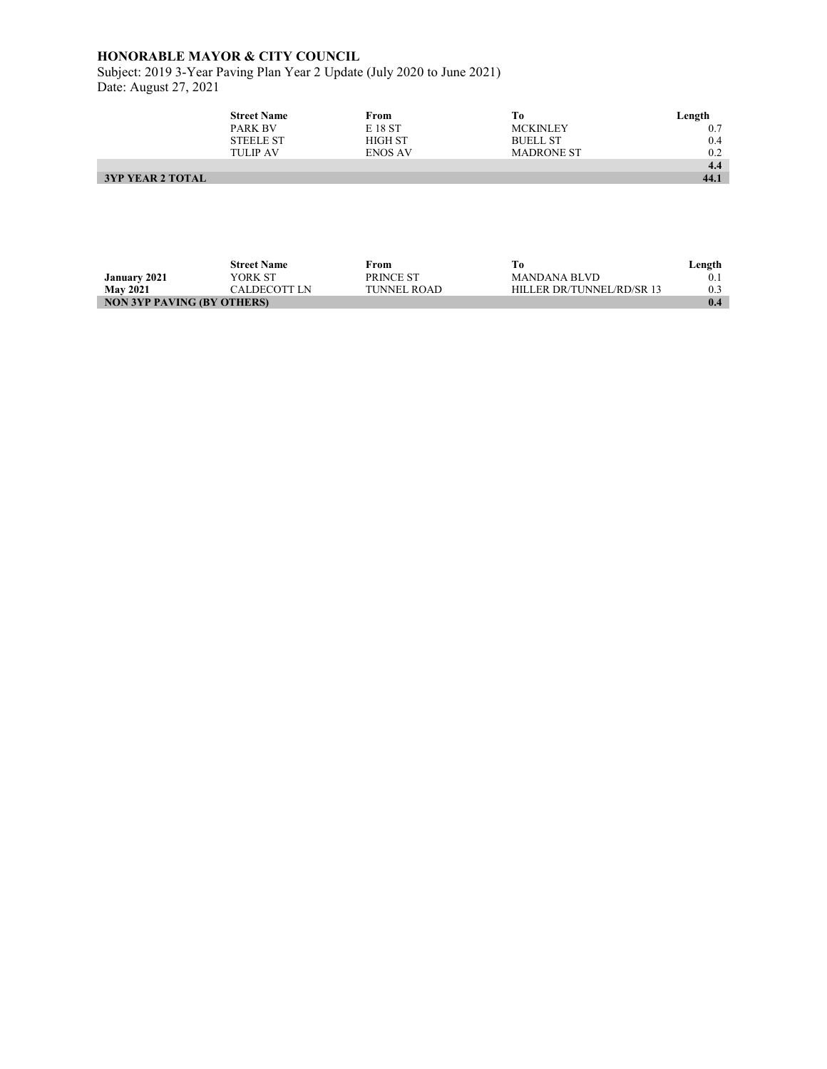**HONORABLE MAYOR & CITY COUNCIL**
Subject: 2019 3-Year Paving Plan Year 2 Update (July 2020 to June 2021)
Date: August 27, 2021

| | Street Name | From | To | Length |
|---|---|---|---|---|
| | PARK BV | E 18 ST | MCKINLEY | 0.7 |
| | STEELE ST | HIGH ST | BUELL ST | 0.4 |
| | TULIP AV | ENOS AV | MADRONE ST | 0.2 |
| | | | | **4.4** |
| **3YP YEAR 2 TOTAL** | | | | **44.1** |

| | Street Name | From | To | Length |
|---|---|---|---|---|
| **January 2021** | YORK ST | PRINCE ST | MANDANA BLVD | 0.1 |
| **May 2021** | CALDECOTT LN | TUNNEL ROAD | HILLER DR/TUNNEL/RD/SR 13 | 0.3 |
| **NON 3YP PAVING (BY OTHERS)** | | | | **0.4** |